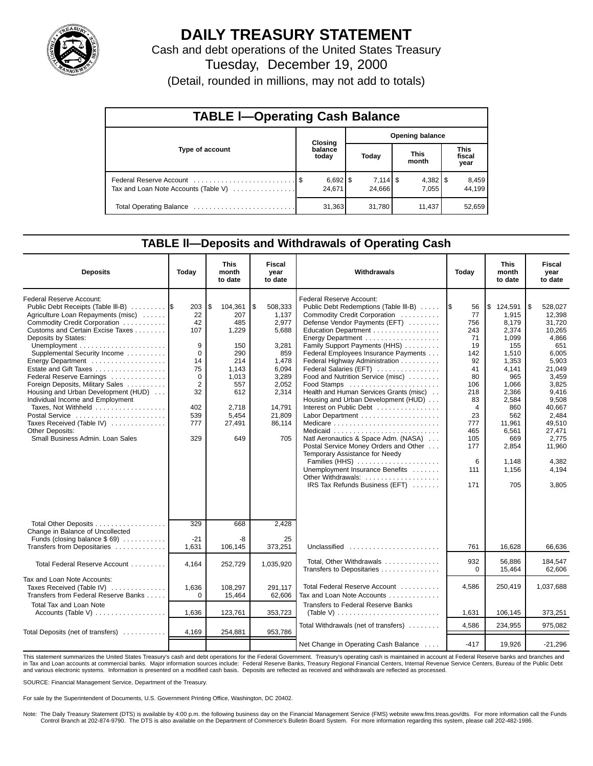# DAILY TREASURY STATEMENT

Cash and debt operations of the United States Treasury

Tuesday, December 19, 2000

(Detail, rounded in millions, may not add to totals)

## TABLE I—Operating Cash Balance

| Type of account | Closing balance today | Opening balance Today | Opening balance This month | Opening balance This fiscal year |
|---|---|---|---|---|
| Federal Reserve Account | $ 6,692 | $ 7,114 | $ 4,382 | $ 8,459 |
| Tax and Loan Note Accounts (Table V) | 24,671 | 24,666 | 7,055 | 44,199 |
| Total Operating Balance | 31,363 | 31,780 | 11,437 | 52,659 |

## TABLE II—Deposits and Withdrawals of Operating Cash

| Deposits | Today | This month to date | Fiscal year to date |
|---|---|---|---|
| Federal Reserve Account: | | | |
| Public Debt Receipts (Table III-B) | $ 203 | $ 104,361 | $ 508,333 |
| Agriculture Loan Repayments (misc) | 22 | 207 | 1,137 |
| Commodity Credit Corporation | 42 | 485 | 2,977 |
| Customs and Certain Excise Taxes | 107 | 1,229 | 5,688 |
| Deposits by States: | | | |
| Unemployment | 9 | 150 | 3,281 |
| Supplemental Security Income | 0 | 290 | 859 |
| Energy Department | 14 | 214 | 1,478 |
| Estate and Gift Taxes | 75 | 1,143 | 6,094 |
| Federal Reserve Earnings | 0 | 1,013 | 3,289 |
| Foreign Deposits, Military Sales | 2 | 557 | 2,052 |
| Housing and Urban Development (HUD) | 32 | 612 | 2,314 |
| Individual Income and Employment Taxes, Not Withheld | 402 | 2,718 | 14,791 |
| Postal Service | 539 | 5,454 | 21,809 |
| Taxes Received (Table IV) | 777 | 27,491 | 86,114 |
| Other Deposits: | | | |
| Small Business Admin. Loan Sales | 329 | 649 | 705 |
| Total Other Deposits | 329 | 668 | 2,428 |
| Change in Balance of Uncollected Funds (closing balance $ 69) | -21 | -8 | 25 |
| Transfers from Depositaries | 1,631 | 106,145 | 373,251 |
| Total Federal Reserve Account | 4,164 | 252,729 | 1,035,920 |
| Tax and Loan Note Accounts: | | | |
| Taxes Received (Table IV) | 1,636 | 108,297 | 291,117 |
| Transfers from Federal Reserve Banks | 0 | 15,464 | 62,606 |
| Total Tax and Loan Note Accounts (Table V) | 1,636 | 123,761 | 353,723 |
| Total Deposits (net of transfers) | 4,169 | 254,881 | 953,786 |

| Withdrawals | Today | This month to date | Fiscal year to date |
|---|---|---|---|
| Federal Reserve Account: | | | |
| Public Debt Redemptions (Table III-B) | $ 56 | $ 124,591 | $ 528,027 |
| Commodity Credit Corporation | 77 | 1,915 | 12,398 |
| Defense Vendor Payments (EFT) | 756 | 8,179 | 31,720 |
| Education Department | 243 | 2,374 | 10,265 |
| Energy Department | 71 | 1,099 | 4,866 |
| Family Support Payments (HHS) | 19 | 155 | 651 |
| Federal Employees Insurance Payments | 142 | 1,510 | 6,005 |
| Federal Highway Administration | 92 | 1,353 | 5,903 |
| Federal Salaries (EFT) | 41 | 4,141 | 21,049 |
| Food and Nutrition Service (misc) | 80 | 965 | 3,459 |
| Food Stamps | 106 | 1,066 | 3,825 |
| Health and Human Services Grants (misc) | 218 | 2,366 | 9,416 |
| Housing and Urban Development (HUD) | 83 | 2,584 | 9,508 |
| Interest on Public Debt | 4 | 860 | 40,667 |
| Labor Department | 23 | 562 | 2,484 |
| Medicare | 777 | 11,961 | 49,510 |
| Medicaid | 465 | 6,561 | 27,471 |
| Natl Aeronautics & Space Adm. (NASA) | 105 | 669 | 2,775 |
| Postal Service Money Orders and Other | 177 | 2,854 | 11,960 |
| Temporary Assistance for Needy Families (HHS) | 6 | 1,148 | 4,382 |
| Unemployment Insurance Benefits | 111 | 1,156 | 4,194 |
| Other Withdrawals: | | | |
| IRS Tax Refunds Business (EFT) | 171 | 705 | 3,805 |
| Unclassified | 761 | 16,628 | 66,636 |
| Total, Other Withdrawals | 932 | 56,886 | 184,547 |
| Transfers to Depositaries | 0 | 15,464 | 62,606 |
| Total Federal Reserve Account | 4,586 | 250,419 | 1,037,688 |
| Tax and Loan Note Accounts | | | |
| Transfers to Federal Reserve Banks (Table V) | 1,631 | 106,145 | 373,251 |
| Total Withdrawals (net of transfers) | 4,586 | 234,955 | 975,082 |
| Net Change in Operating Cash Balance | -417 | 19,926 | -21,296 |

This statement summarizes the United States Treasury's cash and debt operations for the Federal Government. Treasury's operating cash is maintained in account at Federal Reserve banks and branches and in Tax and Loan accounts at commercial banks. Major information sources include: Federal Reserve Banks, Treasury Regional Financial Centers, Internal Revenue Service Centers, Bureau of the Public Debt and various electronic systems. Information is presented on a modified cash basis. Deposits are reflected as received and withdrawals are reflected as processed.

SOURCE: Financial Management Service, Department of the Treasury.

For sale by the Superintendent of Documents, U.S. Government Printing Office, Washington, DC 20402.

Note: The Daily Treasury Statement (DTS) is available by 4:00 p.m. the following business day on the Financial Management Service (FMS) website www.fms.treas.gov/dts. For more information call the Funds Control Branch at 202-874-9790. The DTS is also available on the Department of Commerce's Bulletin Board System. For more information regarding this system, please call 202-482-1986.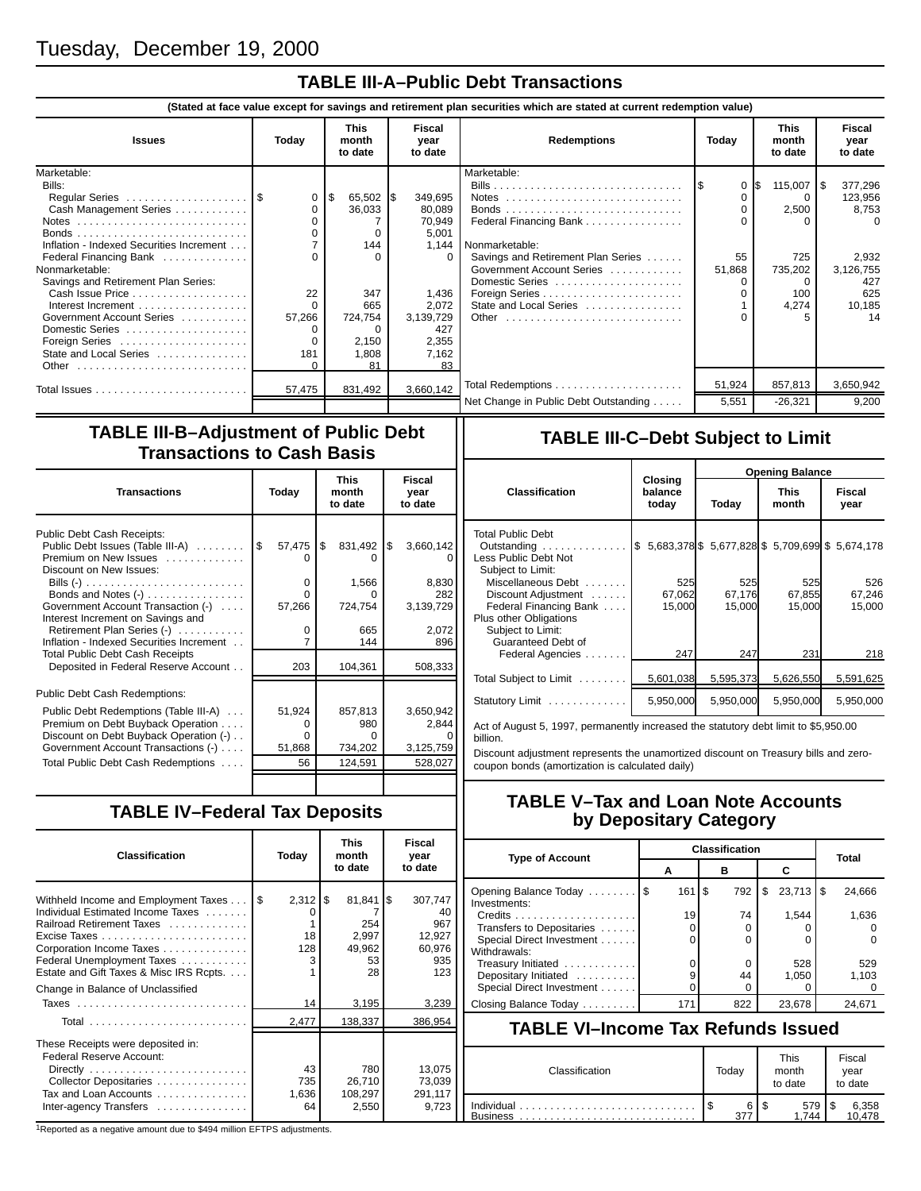# Tuesday, December 19, 2000

## TABLE III-A–Public Debt Transactions

(Stated at face value except for savings and retirement plan securities which are stated at current redemption value)

| Issues | Today | This month to date | Fiscal year to date |
|---|---|---|---|
| Marketable: | | | |
| Bills: | | | |
| Regular Series | $ 0 | $ 65,502 | $ 349,695 |
| Cash Management Series | 0 | 36,033 | 80,089 |
| Notes | 0 | 7 | 70,949 |
| Bonds | 0 | 0 | 5,001 |
| Inflation - Indexed Securities Increment | 7 | 144 | 1,144 |
| Federal Financing Bank | 0 | 0 | 0 |
| Nonmarketable: | | | |
| Savings and Retirement Plan Series: | | | |
| Cash Issue Price | 22 | 347 | 1,436 |
| Interest Increment | 0 | 665 | 2,072 |
| Government Account Series | 57,266 | 724,754 | 3,139,729 |
| Domestic Series | 0 | 0 | 427 |
| Foreign Series | 0 | 2,150 | 2,355 |
| State and Local Series | 181 | 1,808 | 7,162 |
| Other | 0 | 81 | 83 |
| Total Issues | 57,475 | 831,492 | 3,660,142 |

| Redemptions | Today | This month to date | Fiscal year to date |
|---|---|---|---|
| Marketable: | | | |
| Bills | $ 0 | $ 115,007 | $ 377,296 |
| Notes | 0 | 0 | 123,956 |
| Bonds | 0 | 2,500 | 8,753 |
| Federal Financing Bank | 0 | 0 | 0 |
| Nonmarketable: | | | |
| Savings and Retirement Plan Series | 55 | 725 | 2,932 |
| Government Account Series | 51,868 | 735,202 | 3,126,755 |
| Domestic Series | 0 | 0 | 427 |
| Foreign Series | 0 | 100 | 625 |
| State and Local Series | 1 | 4,274 | 10,185 |
| Other | 0 | 5 | 14 |
| Total Redemptions | 51,924 | 857,813 | 3,650,942 |
| Net Change in Public Debt Outstanding | 5,551 | -26,321 | 9,200 |

## TABLE III-B–Adjustment of Public Debt Transactions to Cash Basis

| Transactions | Today | This month to date | Fiscal year to date |
|---|---|---|---|
| Public Debt Cash Receipts: | | | |
| Public Debt Issues (Table III-A) | $ 57,475 | $ 831,492 | $ 3,660,142 |
| Premium on New Issues | 0 | 0 | 0 |
| Discount on New Issues: | | | |
| Bills (-) | 0 | 1,566 | 8,830 |
| Bonds and Notes (-) | 0 | 0 | 282 |
| Government Account Transaction (-) | 57,266 | 724,754 | 3,139,729 |
| Interest Increment on Savings and Retirement Plan Series (-) | 0 | 665 | 2,072 |
| Inflation - Indexed Securities Increment | 7 | 144 | 896 |
| Total Public Debt Cash Receipts Deposited in Federal Reserve Account | 203 | 104,361 | 508,333 |
| Public Debt Cash Redemptions: | | | |
| Public Debt Redemptions (Table III-A) | 51,924 | 857,813 | 3,650,942 |
| Premium on Debt Buyback Operation | 0 | 980 | 2,844 |
| Discount on Debt Buyback Operation (-) | 0 | 0 | 0 |
| Government Account Transactions (-) | 51,868 | 734,202 | 3,125,759 |
| Total Public Debt Cash Redemptions | 56 | 124,591 | 528,027 |

## TABLE III-C–Debt Subject to Limit

| Classification | Closing balance today | Opening Balance | | |
|---|---|---|---|---|
| | | Today | This month | Fiscal year |
| Total Public Debt Outstanding | $ 5,683,378 | $ 5,677,828 | $ 5,709,699 | $ 5,674,178 |
| Less Public Debt Not Subject to Limit: | | | | |
| Miscellaneous Debt | 525 | 525 | 525 | 526 |
| Discount Adjustment | 67,062 | 67,176 | 67,855 | 67,246 |
| Federal Financing Bank | 15,000 | 15,000 | 15,000 | 15,000 |
| Plus other Obligations Subject to Limit: | | | | |
| Guaranteed Debt of Federal Agencies | 247 | 247 | 231 | 218 |
| Total Subject to Limit | 5,601,038 | 5,595,373 | 5,626,550 | 5,591,625 |
| Statutory Limit | 5,950,000 | 5,950,000 | 5,950,000 | 5,950,000 |

Act of August 5, 1997, permanently increased the statutory debt limit to $5,950.00 billion.

Discount adjustment represents the unamortized discount on Treasury bills and zero-coupon bonds (amortization is calculated daily)

## TABLE IV–Federal Tax Deposits

| Classification | Today | This month to date | Fiscal year to date |
|---|---|---|---|
| Withheld Income and Employment Taxes | $ 2,312 | $ 81,841 | $ 307,747 |
| Individual Estimated Income Taxes | 0 | 7 | 40 |
| Railroad Retirement Taxes | 1 | 254 | 967 |
| Excise Taxes | 18 | 2,997 | 12,927 |
| Corporation Income Taxes | 128 | 49,962 | 60,976 |
| Federal Unemployment Taxes | 3 | 53 | 935 |
| Estate and Gift Taxes & Misc IRS Rcpts. | 1 | 28 | 123 |
| Change in Balance of Unclassified Taxes | 14 | 3,195 | 3,239 |
| Total | 2,477 | 138,337 | 386,954 |
| These Receipts were deposited in: | | | |
| Federal Reserve Account: | | | |
| Directly | 43 | 780 | 13,075 |
| Collector Depositaries | 735 | 26,710 | 73,039 |
| Tax and Loan Accounts | 1,636 | 108,297 | 291,117 |
| Inter-agency Transfers | 64 | 2,550 | 9,723 |

[1]Reported as a negative amount due to $494 million EFTPS adjustments.

## TABLE V–Tax and Loan Note Accounts by Depositary Category

| Type of Account | Classification | | | Total |
|---|---|---|---|---|
| | A | B | C | |
| Opening Balance Today | $ 161 | $ 792 | $ 23,713 | $ 24,666 |
| Investments: | | | | |
| Credits | 19 | 74 | 1,544 | 1,636 |
| Transfers to Depositaries | 0 | 0 | 0 | 0 |
| Special Direct Investment | 0 | 0 | 0 | 0 |
| Withdrawals: | | | | |
| Treasury Initiated | 0 | 0 | 528 | 529 |
| Depositary Initiated | 9 | 44 | 1,050 | 1,103 |
| Special Direct Investment | 0 | 0 | 0 | 0 |
| Closing Balance Today | 171 | 822 | 23,678 | 24,671 |

## TABLE VI–Income Tax Refunds Issued

| Classification | Today | This month to date | Fiscal year to date |
|---|---|---|---|
| Individual | $ 6 | $ 579 | $ 6,358 |
| Business | 377 | 1,744 | 10,478 |